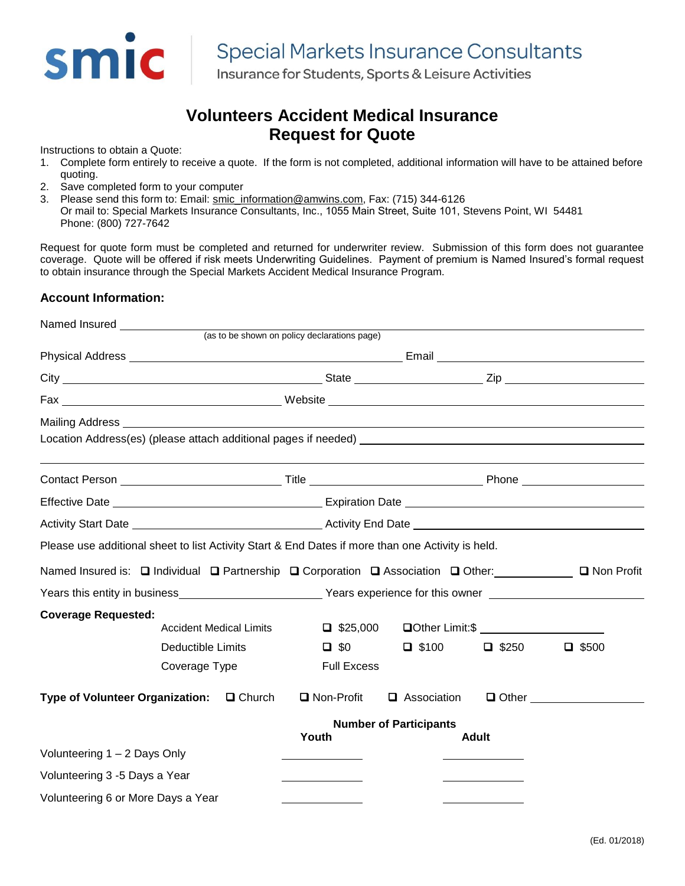smic

Special Markets Insurance Consultants
Insurance for Students, Sports & Leisure Activities

# Volunteers Accident Medical Insurance
# Request for Quote

Instructions to obtain a Quote:

1. Complete form entirely to receive a quote. If the form is not completed, additional information will have to be attained before quoting.
2. Save completed form to your computer
3. Please send this form to: Email: smic_information@amwins.com, Fax: (715) 344-6126
   Or mail to: Special Markets Insurance Consultants, Inc., 1055 Main Street, Suite 101, Stevens Point, WI 54481
   Phone: (800) 727-7642

Request for quote form must be completed and returned for underwriter review. Submission of this form does not guarantee coverage. Quote will be offered if risk meets Underwriting Guidelines. Payment of premium is Named Insured's formal request to obtain insurance through the Special Markets Accident Medical Insurance Program.

### Account Information:

Named Insured ______________________________
(as to be shown on policy declarations page)

Physical Address ______________________________ Email ______________________________

City ______________________________ State ______________ Zip ______________

Fax ______________________________ Website ______________________________

Mailing Address ______________________________

Location Address(es) (please attach additional pages if needed) ______________________________

______________________________

Contact Person ______________ Title ______________ Phone ______________

Effective Date ______________________________ Expiration Date ______________________________

Activity Start Date ______________________________ Activity End Date ______________________________

Please use additional sheet to list Activity Start & End Dates if more than one Activity is held.

Named Insured is: ☐ Individual ☐ Partnership ☐ Corporation ☐ Association ☐ Other: ____________ ☐ Non Profit

Years this entity in business______________________ Years experience for this owner ______________________

**Coverage Requested:**

| | | | | |
|---|---|---|---|---|
| Accident Medical Limits | ☐ $25,000 | ☐Other Limit:$ ____________ | | |
| Deductible Limits | ☐ $0 | ☐ $100 | ☐ $250 | ☐ $500 |
| Coverage Type | Full Excess | | | |

**Type of Volunteer Organization:** ☐ Church ☐ Non-Profit ☐ Association ☐ Other ______________

| | Number of Participants | |
|---|---|---|
| | **Youth** | **Adult** |
| Volunteering 1 – 2 Days Only | ________ | ________ |
| Volunteering 3 -5 Days a Year | ________ | ________ |
| Volunteering 6 or More Days a Year | ________ | ________ |

(Ed. 01/2018)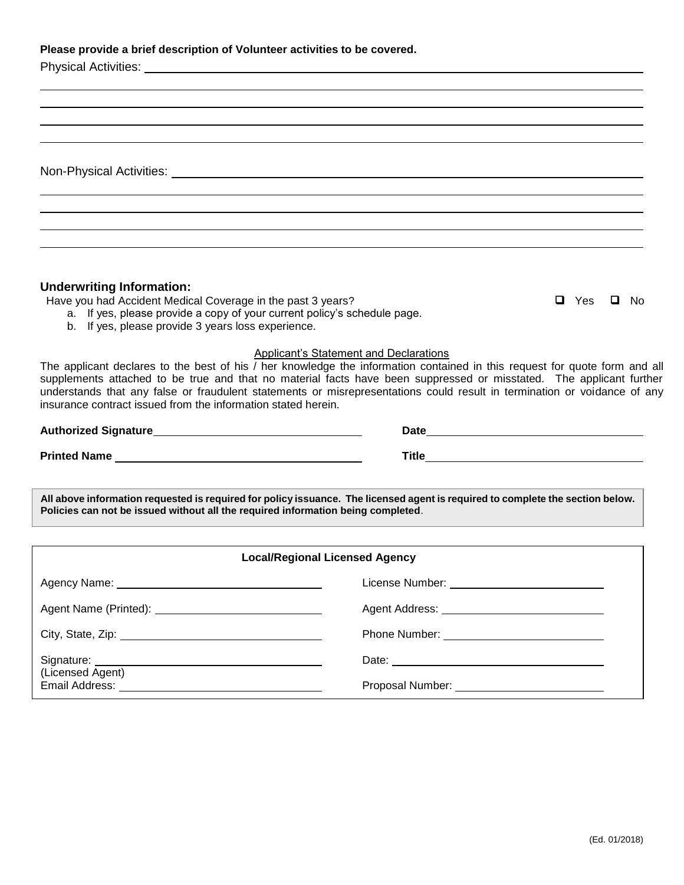**Please provide a brief description of Volunteer activities to be covered.**

Physical Activities: ____________________________________________

____________________________________________

____________________________________________

____________________________________________

____________________________________________

Non-Physical Activities: ____________________________________________

____________________________________________

____________________________________________

____________________________________________

____________________________________________

### Underwriting Information:

Have you had Accident Medical Coverage in the past 3 years? ☐ Yes ☐ No

a. If yes, please provide a copy of your current policy's schedule page.
b. If yes, please provide 3 years loss experience.

Applicant's Statement and Declarations

The applicant declares to the best of his / her knowledge the information contained in this request for quote form and all supplements attached to be true and that no material facts have been suppressed or misstated. The applicant further understands that any false or fraudulent statements or misrepresentations could result in termination or voidance of any insurance contract issued from the information stated herein.

**Authorized Signature** ______________________ **Date** ______________________

**Printed Name** ______________________ **Title** ______________________

**All above information requested is required for policy issuance. The licensed agent is required to complete the section below. Policies can not be issued without all the required information being completed.**

| **Local/Regional Licensed Agency** | |
|---|---|
| Agency Name: ______________________ | License Number: ______________________ |
| Agent Name (Printed): ______________________ | Agent Address: ______________________ |
| City, State, Zip: ______________________ | Phone Number: ______________________ |
| Signature: ______________________ (Licensed Agent) | Date: ______________________ |
| Email Address: ______________________ | Proposal Number: ______________________ |

(Ed. 01/2018)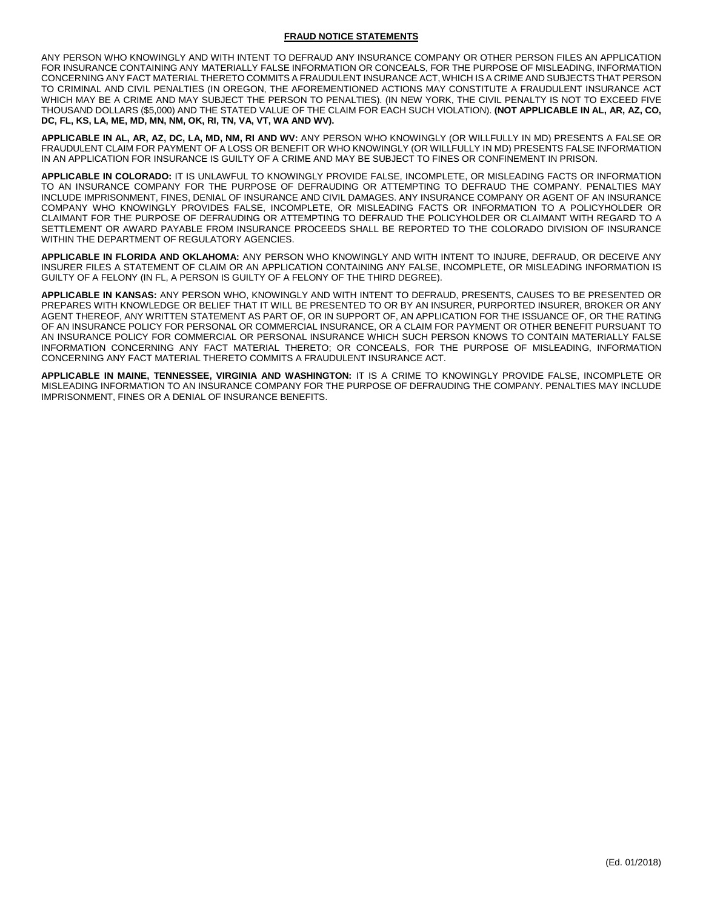**FRAUD NOTICE STATEMENTS**

ANY PERSON WHO KNOWINGLY AND WITH INTENT TO DEFRAUD ANY INSURANCE COMPANY OR OTHER PERSON FILES AN APPLICATION FOR INSURANCE CONTAINING ANY MATERIALLY FALSE INFORMATION OR CONCEALS, FOR THE PURPOSE OF MISLEADING, INFORMATION CONCERNING ANY FACT MATERIAL THERETO COMMITS A FRAUDULENT INSURANCE ACT, WHICH IS A CRIME AND SUBJECTS THAT PERSON TO CRIMINAL AND CIVIL PENALTIES (IN OREGON, THE AFOREMENTIONED ACTIONS MAY CONSTITUTE A FRAUDULENT INSURANCE ACT WHICH MAY BE A CRIME AND MAY SUBJECT THE PERSON TO PENALTIES). (IN NEW YORK, THE CIVIL PENALTY IS NOT TO EXCEED FIVE THOUSAND DOLLARS ($5,000) AND THE STATED VALUE OF THE CLAIM FOR EACH SUCH VIOLATION). **(NOT APPLICABLE IN AL, AR, AZ, CO, DC, FL, KS, LA, ME, MD, MN, NM, OK, RI, TN, VA, VT, WA AND WV).**

**APPLICABLE IN AL, AR, AZ, DC, LA, MD, NM, RI AND WV:** ANY PERSON WHO KNOWINGLY (OR WILLFULLY IN MD) PRESENTS A FALSE OR FRAUDULENT CLAIM FOR PAYMENT OF A LOSS OR BENEFIT OR WHO KNOWINGLY (OR WILLFULLY IN MD) PRESENTS FALSE INFORMATION IN AN APPLICATION FOR INSURANCE IS GUILTY OF A CRIME AND MAY BE SUBJECT TO FINES OR CONFINEMENT IN PRISON.

**APPLICABLE IN COLORADO:** IT IS UNLAWFUL TO KNOWINGLY PROVIDE FALSE, INCOMPLETE, OR MISLEADING FACTS OR INFORMATION TO AN INSURANCE COMPANY FOR THE PURPOSE OF DEFRAUDING OR ATTEMPTING TO DEFRAUD THE COMPANY. PENALTIES MAY INCLUDE IMPRISONMENT, FINES, DENIAL OF INSURANCE AND CIVIL DAMAGES. ANY INSURANCE COMPANY OR AGENT OF AN INSURANCE COMPANY WHO KNOWINGLY PROVIDES FALSE, INCOMPLETE, OR MISLEADING FACTS OR INFORMATION TO A POLICYHOLDER OR CLAIMANT FOR THE PURPOSE OF DEFRAUDING OR ATTEMPTING TO DEFRAUD THE POLICYHOLDER OR CLAIMANT WITH REGARD TO A SETTLEMENT OR AWARD PAYABLE FROM INSURANCE PROCEEDS SHALL BE REPORTED TO THE COLORADO DIVISION OF INSURANCE WITHIN THE DEPARTMENT OF REGULATORY AGENCIES.

**APPLICABLE IN FLORIDA AND OKLAHOMA:** ANY PERSON WHO KNOWINGLY AND WITH INTENT TO INJURE, DEFRAUD, OR DECEIVE ANY INSURER FILES A STATEMENT OF CLAIM OR AN APPLICATION CONTAINING ANY FALSE, INCOMPLETE, OR MISLEADING INFORMATION IS GUILTY OF A FELONY (IN FL, A PERSON IS GUILTY OF A FELONY OF THE THIRD DEGREE).

**APPLICABLE IN KANSAS:** ANY PERSON WHO, KNOWINGLY AND WITH INTENT TO DEFRAUD, PRESENTS, CAUSES TO BE PRESENTED OR PREPARES WITH KNOWLEDGE OR BELIEF THAT IT WILL BE PRESENTED TO OR BY AN INSURER, PURPORTED INSURER, BROKER OR ANY AGENT THEREOF, ANY WRITTEN STATEMENT AS PART OF, OR IN SUPPORT OF, AN APPLICATION FOR THE ISSUANCE OF, OR THE RATING OF AN INSURANCE POLICY FOR PERSONAL OR COMMERCIAL INSURANCE, OR A CLAIM FOR PAYMENT OR OTHER BENEFIT PURSUANT TO AN INSURANCE POLICY FOR COMMERCIAL OR PERSONAL INSURANCE WHICH SUCH PERSON KNOWS TO CONTAIN MATERIALLY FALSE INFORMATION CONCERNING ANY FACT MATERIAL THERETO; OR CONCEALS, FOR THE PURPOSE OF MISLEADING, INFORMATION CONCERNING ANY FACT MATERIAL THERETO COMMITS A FRAUDULENT INSURANCE ACT.

**APPLICABLE IN MAINE, TENNESSEE, VIRGINIA AND WASHINGTON:** IT IS A CRIME TO KNOWINGLY PROVIDE FALSE, INCOMPLETE OR MISLEADING INFORMATION TO AN INSURANCE COMPANY FOR THE PURPOSE OF DEFRAUDING THE COMPANY. PENALTIES MAY INCLUDE IMPRISONMENT, FINES OR A DENIAL OF INSURANCE BENEFITS.

(Ed. 01/2018)